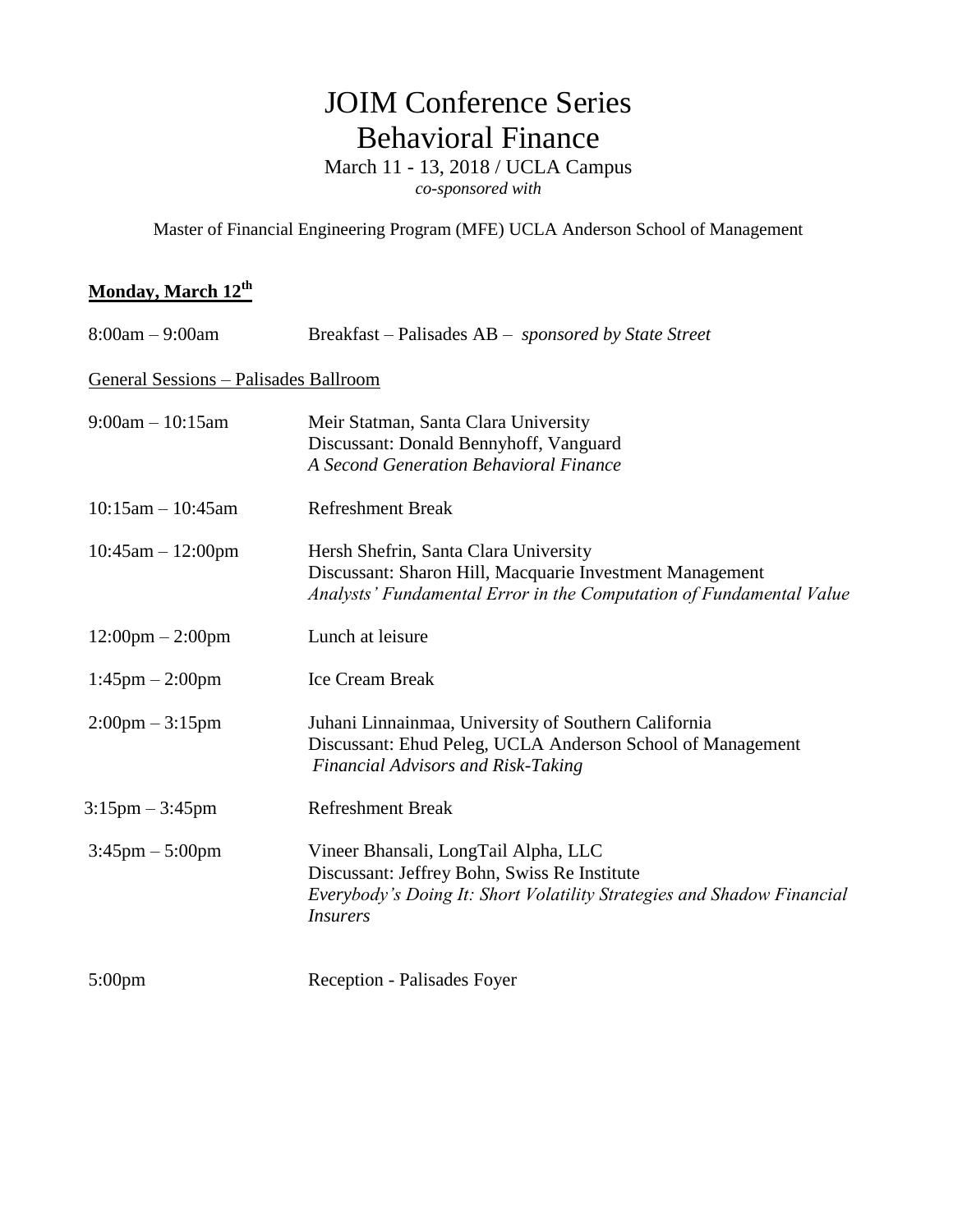# JOIM Conference Series
# Behavioral Finance

March 11 - 13, 2018 / UCLA Campus

*co-sponsored with*

Master of Financial Engineering Program (MFE) UCLA Anderson School of Management

**Monday, March 12th**

8:00am – 9:00am    Breakfast – Palisades AB – *sponsored by State Street*

General Sessions – Palisades Ballroom

9:00am – 10:15am    Meir Statman, Santa Clara University
Discussant: Donald Bennyhoff, Vanguard
*A Second Generation Behavioral Finance*

10:15am – 10:45am    Refreshment Break

10:45am – 12:00pm    Hersh Shefrin, Santa Clara University
Discussant: Sharon Hill, Macquarie Investment Management
*Analysts' Fundamental Error in the Computation of Fundamental Value*

12:00pm – 2:00pm    Lunch at leisure

1:45pm – 2:00pm    Ice Cream Break

2:00pm – 3:15pm    Juhani Linnainmaa, University of Southern California
Discussant: Ehud Peleg, UCLA Anderson School of Management
*Financial Advisors and Risk-Taking*

3:15pm – 3:45pm    Refreshment Break

3:45pm – 5:00pm    Vineer Bhansali, LongTail Alpha, LLC
Discussant: Jeffrey Bohn, Swiss Re Institute
*Everybody's Doing It: Short Volatility Strategies and Shadow Financial Insurers*

5:00pm    Reception - Palisades Foyer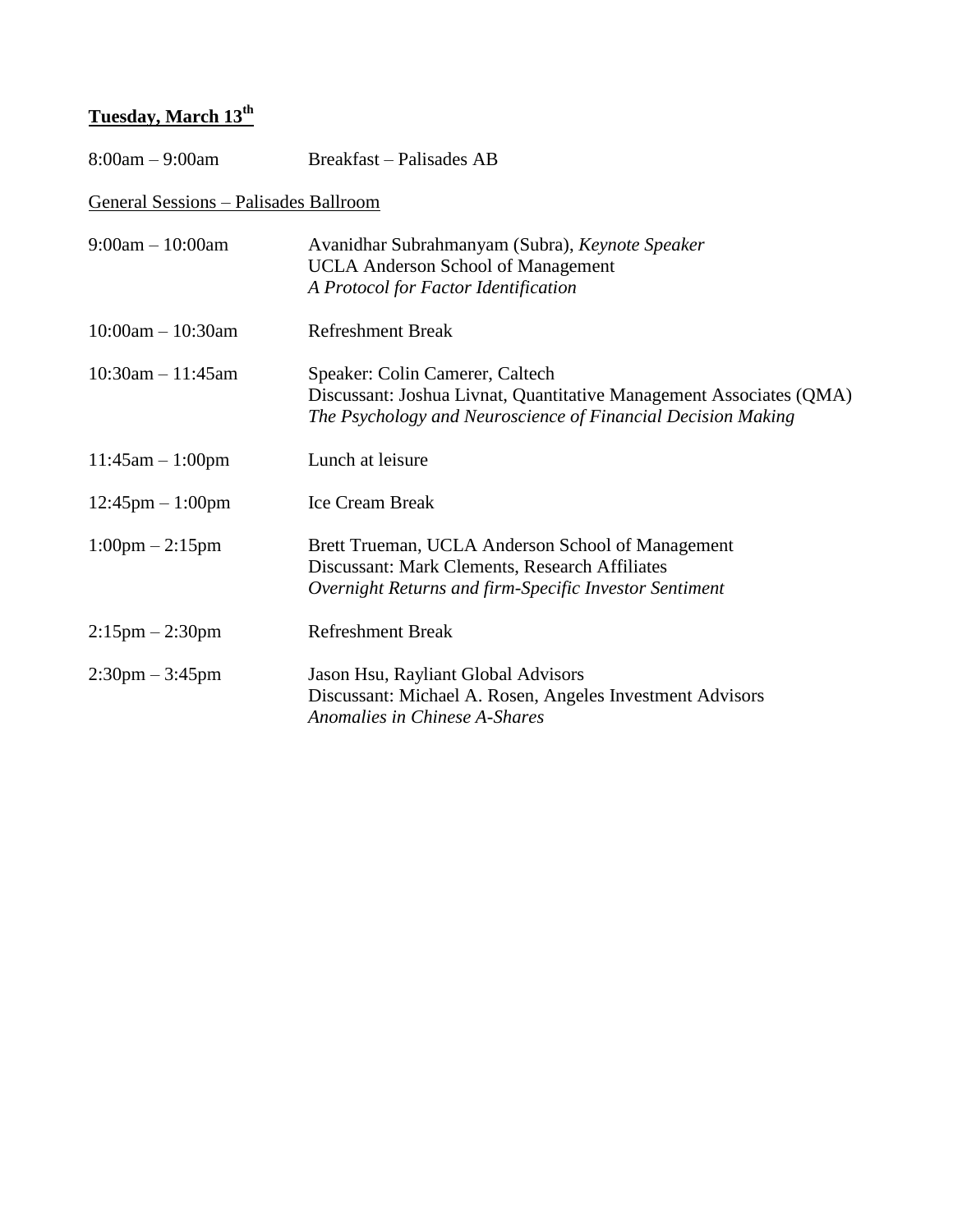**Tuesday, March 13th**

| | |
|---|---|
| 8:00am – 9:00am | Breakfast – Palisades AB |

General Sessions – Palisades Ballroom

| | |
|---|---|
| 9:00am – 10:00am | Avanidhar Subrahmanyam (Subra), *Keynote Speaker*<br>UCLA Anderson School of Management<br>*A Protocol for Factor Identification* |
| 10:00am – 10:30am | Refreshment Break |
| 10:30am – 11:45am | Speaker: Colin Camerer, Caltech<br>Discussant: Joshua Livnat, Quantitative Management Associates (QMA)<br>*The Psychology and Neuroscience of Financial Decision Making* |
| 11:45am – 1:00pm | Lunch at leisure |
| 12:45pm – 1:00pm | Ice Cream Break |
| 1:00pm – 2:15pm | Brett Trueman, UCLA Anderson School of Management<br>Discussant: Mark Clements, Research Affiliates<br>*Overnight Returns and firm-Specific Investor Sentiment* |
| 2:15pm – 2:30pm | Refreshment Break |
| 2:30pm – 3:45pm | Jason Hsu, Rayliant Global Advisors<br>Discussant: Michael A. Rosen, Angeles Investment Advisors<br>*Anomalies in Chinese A-Shares* |